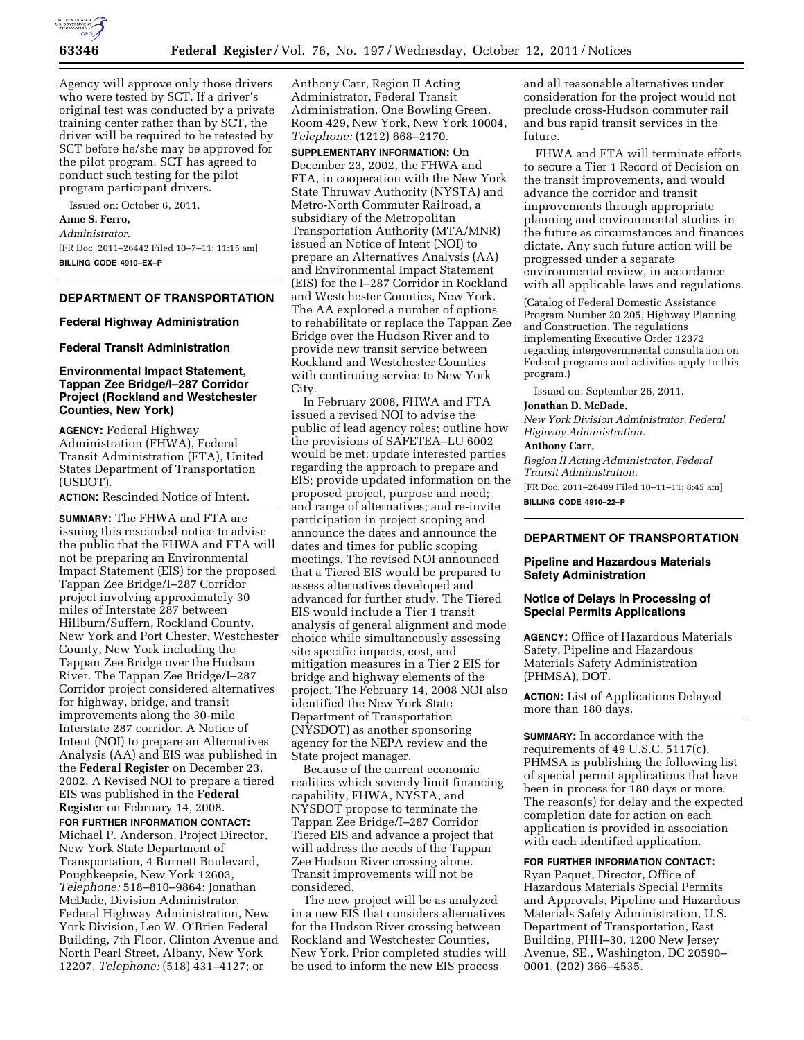Agency will approve only those drivers who were tested by SCT. If a driver's original test was conducted by a private training center rather than by SCT, the driver will be required to be retested by SCT before he/she may be approved for the pilot program. SCT has agreed to conduct such testing for the pilot program participant drivers.

Issued on: October 6, 2011.

**Anne S. Ferro,**

*Administrator.*

[FR Doc. 2011–26442 Filed 10–7–11; 11:15 am]

**BILLING CODE 4910–EX–P**

---

## DEPARTMENT OF TRANSPORTATION

### Federal Highway Administration

### Federal Transit Administration

### Environmental Impact Statement, Tappan Zee Bridge/I–287 Corridor Project (Rockland and Westchester Counties, New York)

**AGENCY:** Federal Highway Administration (FHWA), Federal Transit Administration (FTA), United States Department of Transportation (USDOT).

**ACTION:** Rescinded Notice of Intent.

**SUMMARY:** The FHWA and FTA are issuing this rescinded notice to advise the public that the FHWA and FTA will not be preparing an Environmental Impact Statement (EIS) for the proposed Tappan Zee Bridge/I–287 Corridor project involving approximately 30 miles of Interstate 287 between Hillburn/Suffern, Rockland County, New York and Port Chester, Westchester County, New York including the Tappan Zee Bridge over the Hudson River. The Tappan Zee Bridge/I–287 Corridor project considered alternatives for highway, bridge, and transit improvements along the 30-mile Interstate 287 corridor. A Notice of Intent (NOI) to prepare an Alternatives Analysis (AA) and EIS was published in the **Federal Register** on December 23, 2002. A Revised NOI to prepare a tiered EIS was published in the **Federal Register** on February 14, 2008.

**FOR FURTHER INFORMATION CONTACT:** Michael P. Anderson, Project Director, New York State Department of Transportation, 4 Burnett Boulevard, Poughkeepsie, New York 12603, *Telephone:* 518–810–9864; Jonathan McDade, Division Administrator, Federal Highway Administration, New York Division, Leo W. O'Brien Federal Building, 7th Floor, Clinton Avenue and North Pearl Street, Albany, New York 12207, *Telephone:* (518) 431–4127; or Anthony Carr, Region II Acting Administrator, Federal Transit Administration, One Bowling Green, Room 429, New York, New York 10004, *Telephone:* (1212) 668–2170.

**SUPPLEMENTARY INFORMATION:** On December 23, 2002, the FHWA and FTA, in cooperation with the New York State Thruway Authority (NYSTA) and Metro-North Commuter Railroad, a subsidiary of the Metropolitan Transportation Authority (MTA/MNR) issued an Notice of Intent (NOI) to prepare an Alternatives Analysis (AA) and Environmental Impact Statement (EIS) for the I–287 Corridor in Rockland and Westchester Counties, New York. The AA explored a number of options to rehabilitate or replace the Tappan Zee Bridge over the Hudson River and to provide new transit service between Rockland and Westchester Counties with continuing service to New York City.

In February 2008, FHWA and FTA issued a revised NOI to advise the public of lead agency roles; outline how the provisions of SAFETEA–LU 6002 would be met; update interested parties regarding the approach to prepare and EIS; provide updated information on the proposed project, purpose and need; and range of alternatives; and re-invite participation in project scoping and announce the dates and announce the dates and times for public scoping meetings. The revised NOI announced that a Tiered EIS would be prepared to assess alternatives developed and advanced for further study. The Tiered EIS would include a Tier 1 transit analysis of general alignment and mode choice while simultaneously assessing site specific impacts, cost, and mitigation measures in a Tier 2 EIS for bridge and highway elements of the project. The February 14, 2008 NOI also identified the New York State Department of Transportation (NYSDOT) as another sponsoring agency for the NEPA review and the State project manager.

Because of the current economic realities which severely limit financing capability, FHWA, NYSTA, and NYSDOT propose to terminate the Tappan Zee Bridge/I–287 Corridor Tiered EIS and advance a project that will address the needs of the Tappan Zee Hudson River crossing alone. Transit improvements will not be considered.

The new project will be as analyzed in a new EIS that considers alternatives for the Hudson River crossing between Rockland and Westchester Counties, New York. Prior completed studies will be used to inform the new EIS process and all reasonable alternatives under consideration for the project would not preclude cross-Hudson commuter rail and bus rapid transit services in the future.

FHWA and FTA will terminate efforts to secure a Tier 1 Record of Decision on the transit improvements, and would advance the corridor and transit improvements through appropriate planning and environmental studies in the future as circumstances and finances dictate. Any such future action will be progressed under a separate environmental review, in accordance with all applicable laws and regulations.

(Catalog of Federal Domestic Assistance Program Number 20.205, Highway Planning and Construction. The regulations implementing Executive Order 12372 regarding intergovernmental consultation on Federal programs and activities apply to this program.)

Issued on: September 26, 2011.

**Jonathan D. McDade,**

*New York Division Administrator, Federal Highway Administration.*

**Anthony Carr,**

*Region II Acting Administrator, Federal Transit Administration.*

[FR Doc. 2011–26489 Filed 10–11–11; 8:45 am]

**BILLING CODE 4910–22–P**

---

## DEPARTMENT OF TRANSPORTATION

### Pipeline and Hazardous Materials Safety Administration

### Notice of Delays in Processing of Special Permits Applications

**AGENCY:** Office of Hazardous Materials Safety, Pipeline and Hazardous Materials Safety Administration (PHMSA), DOT.

**ACTION:** List of Applications Delayed more than 180 days.

**SUMMARY:** In accordance with the requirements of 49 U.S.C. 5117(c), PHMSA is publishing the following list of special permit applications that have been in process for 180 days or more. The reason(s) for delay and the expected completion date for action on each application is provided in association with each identified application.

**FOR FURTHER INFORMATION CONTACT:** Ryan Paquet, Director, Office of Hazardous Materials Special Permits and Approvals, Pipeline and Hazardous Materials Safety Administration, U.S. Department of Transportation, East Building, PHH–30, 1200 New Jersey Avenue, SE., Washington, DC 20590–0001, (202) 366–4535.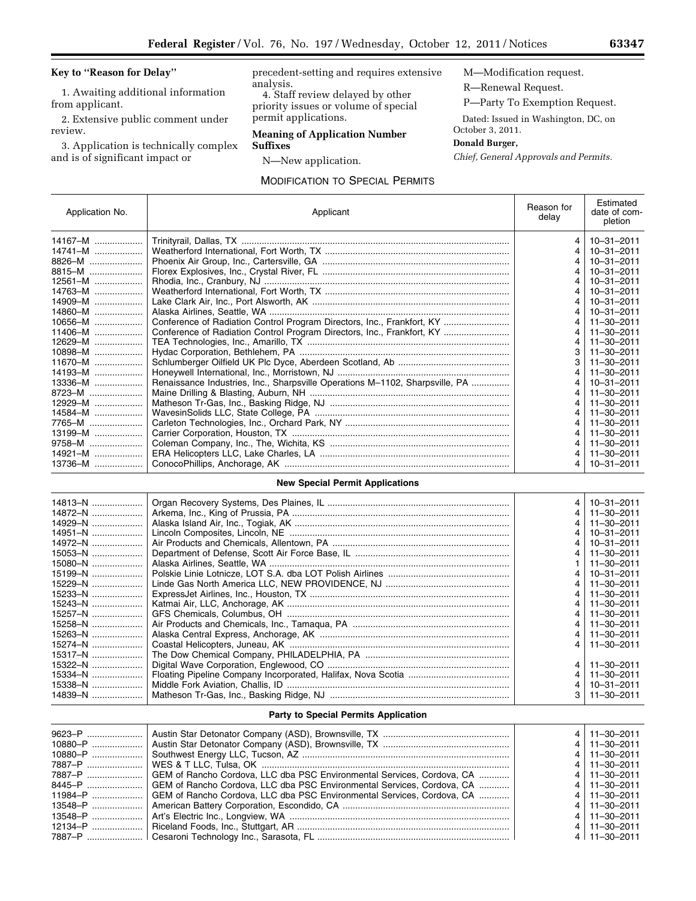**Key to "Reason for Delay"**

1. Awaiting additional information from applicant.

2. Extensive public comment under review.

3. Application is technically complex and is of significant impact or precedent-setting and requires extensive analysis.

4. Staff review delayed by other priority issues or volume of special permit applications.

**Meaning of Application Number Suffixes**

N—New application.

M—Modification request.

R—Renewal Request.

P—Party To Exemption Request.

Dated: Issued in Washington, DC, on October 3, 2011.

**Donald Burger,**

*Chief, General Approvals and Permits.*

MODIFICATION TO SPECIAL PERMITS

| Application No. | Applicant | Reason for delay | Estimated date of completion |
|---|---|---|---|
| 14167–M | Trinityrail, Dallas, TX | 4 | 10–31–2011 |
| 14741–M | Weatherford International, Fort Worth, TX | 4 | 10–31–2011 |
| 8826–M | Phoenix Air Group, Inc., Cartersville, GA | 4 | 10–31–2011 |
| 8815–M | Florex Explosives, Inc., Crystal River, FL | 4 | 10–31–2011 |
| 12561–M | Rhodia, Inc., Cranbury, NJ | 4 | 10–31–2011 |
| 14763–M | Weatherford International, Fort Worth, TX | 4 | 10–31–2011 |
| 14909–M | Lake Clark Air, Inc., Port Alsworth, AK | 4 | 10–31–2011 |
| 14860–M | Alaska Airlines, Seattle, WA | 4 | 10–31–2011 |
| 10656–M | Conference of Radiation Control Program Directors, Inc., Frankfort, KY | 4 | 11–30–2011 |
| 11406–M | Conference of Radiation Control Program Directors, Inc., Frankfort, KY | 4 | 11–30–2011 |
| 12629–M | TEA Technologies, Inc., Amarillo, TX | 4 | 11–30–2011 |
| 10898–M | Hydac Corporation, Bethlehem, PA | 3 | 11–30–2011 |
| 11670–M | Schlumberger Oilfield UK Plc Dyce, Aberdeen Scotland, Ab | 3 | 11–30–2011 |
| 14193–M | Honeywell International, Inc., Morristown, NJ | 4 | 11–30–2011 |
| 13336–M | Renaissance Industries, Inc., Sharpsville Operations M–1102, Sharpsville, PA | 4 | 10–31–2011 |
| 8723–M | Maine Drilling & Blasting, Auburn, NH | 4 | 11–30–2011 |
| 12929–M | Matheson Tr-Gas, Inc., Basking Ridge, NJ | 4 | 11–30–2011 |
| 14584–M | WavesinSolids LLC, State College, PA | 4 | 11–30–2011 |
| 7765–M | Carleton Technologies, Inc., Orchard Park, NY | 4 | 11–30–2011 |
| 13199–M | Carrier Corporation, Houston, TX | 4 | 11–30–2011 |
| 9758–M | Coleman Company, Inc., The, Wichita, KS | 4 | 11–30–2011 |
| 14921–M | ERA Helicopters LLC, Lake Charles, LA | 4 | 11–30–2011 |
| 13736–M | ConocoPhillips, Anchorage, AK | 4 | 10–31–2011 |
| | **New Special Permit Applications** | | |
| 14813–N | Organ Recovery Systems, Des Plaines, IL | 4 | 10–31–2011 |
| 14872–N | Arkema, Inc., King of Prussia, PA | 4 | 11–30–2011 |
| 14929–N | Alaska Island Air, Inc., Togiak, AK | 4 | 11–30–2011 |
| 14951–N | Lincoln Composites, Lincoln, NE | 4 | 10–31–2011 |
| 14972–N | Air Products and Chemicals, Allentown, PA | 4 | 10–31–2011 |
| 15053–N | Department of Defense, Scott Air Force Base, IL | 4 | 11–30–2011 |
| 15080–N | Alaska Airlines, Seattle, WA | 1 | 11–30–2011 |
| 15199–N | Polskie Linie Lotnicze, LOT S.A. dba LOT Polish Airlines | 4 | 10–31–2011 |
| 15229–N | Linde Gas North America LLC, NEW PROVIDENCE, NJ | 4 | 11–30–2011 |
| 15233–N | ExpressJet Airlines, Inc., Houston, TX | 4 | 11–30–2011 |
| 15243–N | Katmai Air, LLC, Anchorage, AK | 4 | 11–30–2011 |
| 15257–N | GFS Chemicals, Columbus, OH | 4 | 11–30–2011 |
| 15258–N | Air Products and Chemicals, Inc., Tamaqua, PA | 4 | 11–30–2011 |
| 15263–N | Alaska Central Express, Anchorage, AK | 4 | 11–30–2011 |
| 15274–N | Coastal Helicopters, Juneau, AK | 4 | 11–30–2011 |
| 15317–N | The Dow Chemical Company, PHILADELPHIA, PA | | |
| 15322–N | Digital Wave Corporation, Englewood, CO | 4 | 11–30–2011 |
| 15334–N | Floating Pipeline Company Incorporated, Halifax, Nova Scotia | 4 | 11–30–2011 |
| 15338–N | Middle Fork Aviation, Challis, ID | 4 | 10–31–2011 |
| 14839–N | Matheson Tr-Gas, Inc., Basking Ridge, NJ | 3 | 11–30–2011 |
| | **Party to Special Permits Application** | | |
| 9623–P | Austin Star Detonator Company (ASD), Brownsville, TX | 4 | 11–30–2011 |
| 10880–P | Austin Star Detonator Company (ASD), Brownsville, TX | 4 | 11–30–2011 |
| 10880–P | Southwest Energy LLC, Tucson, AZ | 4 | 11–30–2011 |
| 7887–P | WES & T LLC, Tulsa, OK | 4 | 11–30–2011 |
| 7887–P | GEM of Rancho Cordova, LLC dba PSC Environmental Services, Cordova, CA | 4 | 11–30–2011 |
| 8445–P | GEM of Rancho Cordova, LLC dba PSC Environmental Services, Cordova, CA | 4 | 11–30–2011 |
| 11984–P | GEM of Rancho Cordova, LLC dba PSC Environmental Services, Cordova, CA | 4 | 11–30–2011 |
| 13548–P | American Battery Corporation, Escondido, CA | 4 | 11–30–2011 |
| 13548–P | Art's Electric Inc., Longview, WA | 4 | 11–30–2011 |
| 12134–P | Riceland Foods, Inc., Stuttgart, AR | 4 | 11–30–2011 |
| 7887–P | Cesaroni Technology Inc., Sarasota, FL | 4 | 11–30–2011 |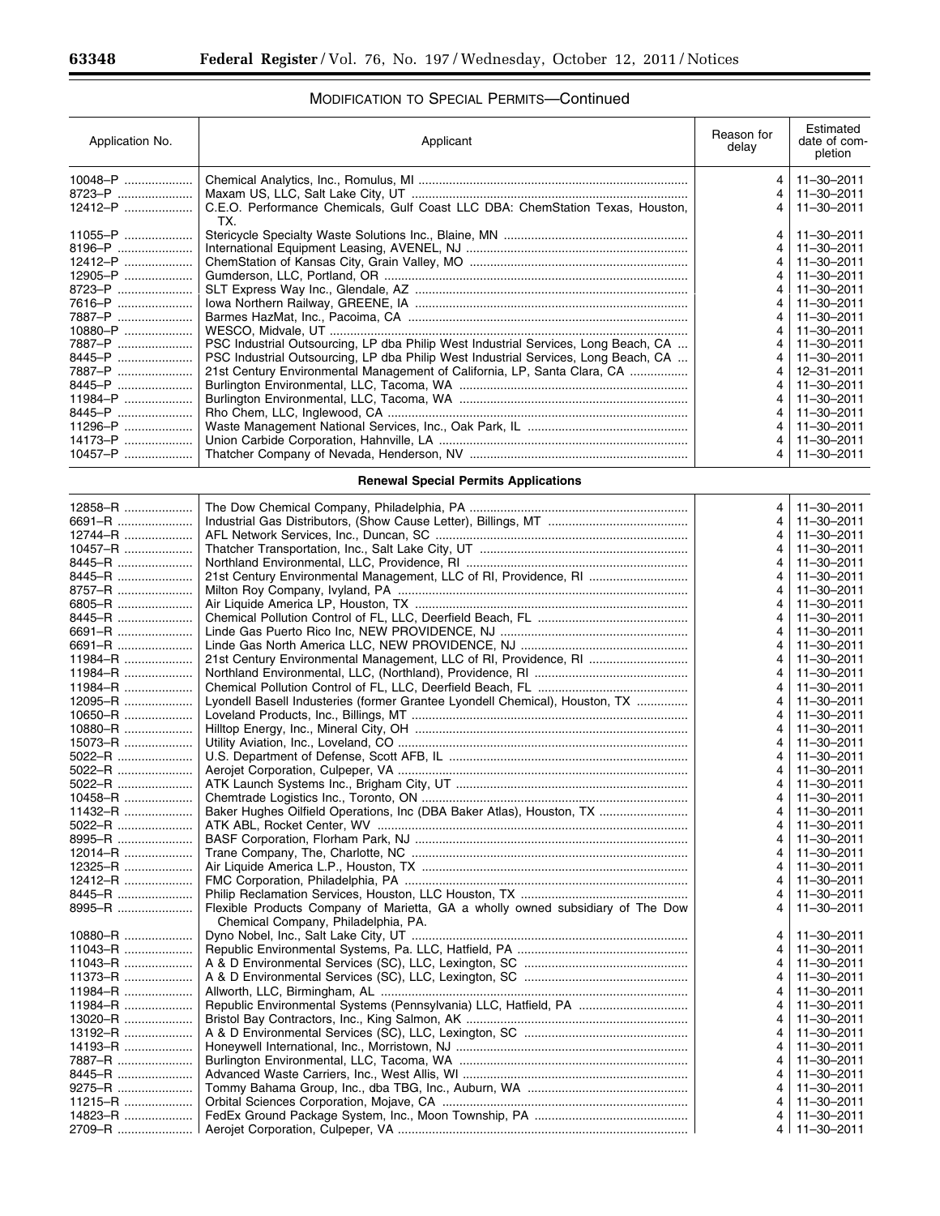## MODIFICATION TO SPECIAL PERMITS—Continued

| Application No. | Applicant | Reason for delay | Estimated date of completion |
|---|---|---|---|
| 10048–P | Chemical Analytics, Inc., Romulus, MI | 4 | 11–30–2011 |
| 8723–P | Maxam US, LLC, Salt Lake City, UT | 4 | 11–30–2011 |
| 12412–P | C.E.O. Performance Chemicals, Gulf Coast LLC DBA: ChemStation Texas, Houston, TX. | 4 | 11–30–2011 |
| 11055–P | Stericycle Specialty Waste Solutions Inc., Blaine, MN | 4 | 11–30–2011 |
| 8196–P | International Equipment Leasing, AVENEL, NJ | 4 | 11–30–2011 |
| 12412–P | ChemStation of Kansas City, Grain Valley, MO | 4 | 11–30–2011 |
| 12905–P | Gumderson, LLC, Portland, OR | 4 | 11–30–2011 |
| 8723–P | SLT Express Way Inc., Glendale, AZ | 4 | 11–30–2011 |
| 7616–P | Iowa Northern Railway, GREENE, IA | 4 | 11–30–2011 |
| 7887–P | Barmes HazMat, Inc., Pacoima, CA | 4 | 11–30–2011 |
| 10880–P | WESCO, Midvale, UT | 4 | 11–30–2011 |
| 7887–P | PSC Industrial Outsourcing, LP dba Philip West Industrial Services, Long Beach, CA | 4 | 11–30–2011 |
| 8445–P | PSC Industrial Outsourcing, LP dba Philip West Industrial Services, Long Beach, CA | 4 | 11–30–2011 |
| 7887–P | 21st Century Environmental Management of California, LP, Santa Clara, CA | 4 | 12–31–2011 |
| 8445–P | Burlington Environmental, LLC, Tacoma, WA | 4 | 11–30–2011 |
| 11984–P | Burlington Environmental, LLC, Tacoma, WA | 4 | 11–30–2011 |
| 8445–P | Rho Chem, LLC, Inglewood, CA | 4 | 11–30–2011 |
| 11296–P | Waste Management National Services, Inc., Oak Park, IL | 4 | 11–30–2011 |
| 14173–P | Union Carbide Corporation, Hahnville, LA | 4 | 11–30–2011 |
| 10457–P | Thatcher Company of Nevada, Henderson, NV | 4 | 11–30–2011 |

### Renewal Special Permits Applications

| Application No. | Applicant | Reason for delay | Estimated date of completion |
|---|---|---|---|
| 12858–R | The Dow Chemical Company, Philadelphia, PA | 4 | 11–30–2011 |
| 6691–R | Industrial Gas Distributors, (Show Cause Letter), Billings, MT | 4 | 11–30–2011 |
| 12744–R | AFL Network Services, Inc., Duncan, SC | 4 | 11–30–2011 |
| 10457–R | Thatcher Transportation, Inc., Salt Lake City, UT | 4 | 11–30–2011 |
| 8445–R | Northland Environmental, LLC, Providence, RI | 4 | 11–30–2011 |
| 8445–R | 21st Century Environmental Management, LLC of RI, Providence, RI | 4 | 11–30–2011 |
| 8757–R | Milton Roy Company, Ivyland, PA | 4 | 11–30–2011 |
| 6805–R | Air Liquide America LP, Houston, TX | 4 | 11–30–2011 |
| 8445–R | Chemical Pollution Control of FL, LLC, Deerfield Beach, FL | 4 | 11–30–2011 |
| 6691–R | Linde Gas Puerto Rico Inc, NEW PROVIDENCE, NJ | 4 | 11–30–2011 |
| 6691–R | Linde Gas North America LLC, NEW PROVIDENCE, NJ | 4 | 11–30–2011 |
| 11984–R | 21st Century Environmental Management, LLC of RI, Providence, RI | 4 | 11–30–2011 |
| 11984–R | Northland Environmental, LLC, (Northland), Providence, RI | 4 | 11–30–2011 |
| 11984–R | Chemical Pollution Control of FL, LLC, Deerfield Beach, FL | 4 | 11–30–2011 |
| 12095–R | Lyondell Basell Industeries (former Grantee Lyondell Chemical), Houston, TX | 4 | 11–30–2011 |
| 10650–R | Loveland Products, Inc., Billings, MT | 4 | 11–30–2011 |
| 10880–R | Hilltop Energy, Inc., Mineral City, OH | 4 | 11–30–2011 |
| 15073–R | Utility Aviation, Inc., Loveland, CO | 4 | 11–30–2011 |
| 5022–R | U.S. Department of Defense, Scott AFB, IL | 4 | 11–30–2011 |
| 5022–R | Aerojet Corporation, Culpeper, VA | 4 | 11–30–2011 |
| 5022–R | ATK Launch Systems Inc., Brigham City, UT | 4 | 11–30–2011 |
| 10458–R | Chemtrade Logistics Inc., Toronto, ON | 4 | 11–30–2011 |
| 11432–R | Baker Hughes Oilfield Operations, Inc (DBA Baker Atlas), Houston, TX | 4 | 11–30–2011 |
| 5022–R | ATK ABL, Rocket Center, WV | 4 | 11–30–2011 |
| 8995–R | BASF Corporation, Florham Park, NJ | 4 | 11–30–2011 |
| 12014–R | Trane Company, The, Charlotte, NC | 4 | 11–30–2011 |
| 12325–R | Air Liquide America L.P., Houston, TX | 4 | 11–30–2011 |
| 12412–R | FMC Corporation, Philadelphia, PA | 4 | 11–30–2011 |
| 8445–R | Philip Reclamation Services, Houston, LLC Houston, TX | 4 | 11–30–2011 |
| 8995–R | Flexible Products Company of Marietta, GA a wholly owned subsidiary of The Dow Chemical Company, Philadelphia, PA. | 4 | 11–30–2011 |
| 10880–R | Dyno Nobel, Inc., Salt Lake City, UT | 4 | 11–30–2011 |
| 11043–R | Republic Environmental Systems, Pa. LLC, Hatfield, PA | 4 | 11–30–2011 |
| 11043–R | A & D Environmental Services (SC), LLC, Lexington, SC | 4 | 11–30–2011 |
| 11373–R | A & D Environmental Services (SC), LLC, Lexington, SC | 4 | 11–30–2011 |
| 11984–R | Allworth, LLC, Birmingham, AL | 4 | 11–30–2011 |
| 11984–R | Republic Environmental Systems (Pennsylvania) LLC, Hatfield, PA | 4 | 11–30–2011 |
| 13020–R | Bristol Bay Contractors, Inc., King Salmon, AK | 4 | 11–30–2011 |
| 13192–R | A & D Environmental Services (SC), LLC, Lexington, SC | 4 | 11–30–2011 |
| 14193–R | Honeywell International, Inc., Morristown, NJ | 4 | 11–30–2011 |
| 7887–R | Burlington Environmental, LLC, Tacoma, WA | 4 | 11–30–2011 |
| 8445–R | Advanced Waste Carriers, Inc., West Allis, WI | 4 | 11–30–2011 |
| 9275–R | Tommy Bahama Group, Inc., dba TBG, Inc., Auburn, WA | 4 | 11–30–2011 |
| 11215–R | Orbital Sciences Corporation, Mojave, CA | 4 | 11–30–2011 |
| 14823–R | FedEx Ground Package System, Inc., Moon Township, PA | 4 | 11–30–2011 |
| 2709–R | Aerojet Corporation, Culpeper, VA | 4 | 11–30–2011 |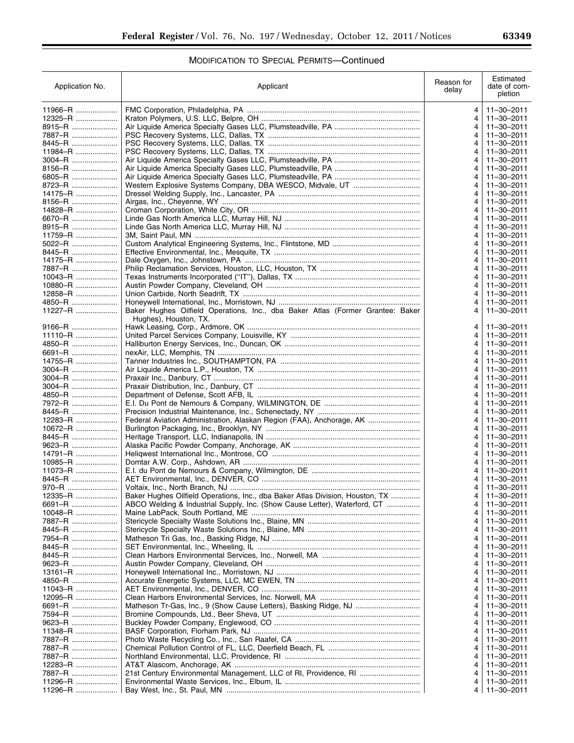## MODIFICATION TO SPECIAL PERMITS—Continued

| Application No. | Applicant | Reason for delay | Estimated date of completion |
|---|---|---|---|
| 11966–R | FMC Corporation, Philadelphia, PA | 4 | 11–30–2011 |
| 12325–R | Kraton Polymers, U.S. LLC, Belpre, OH | 4 | 11–30–2011 |
| 8915–R | Air Liquide America Specialty Gases LLC, Plumsteadville, PA | 4 | 11–30–2011 |
| 7887–R | PSC Recovery Systems, LLC, Dallas, TX | 4 | 11–30–2011 |
| 8445–R | PSC Recovery Systems, LLC, Dallas, TX | 4 | 11–30–2011 |
| 11984–R | PSC Recovery Systems, LLC, Dallas, TX | 4 | 11–30–2011 |
| 3004–R | Air Liquide America Specialty Gases LLC, Plumsteadville, PA | 4 | 11–30–2011 |
| 8156–R | Air Liquide America Specialty Gases LLC, Plumsteadville, PA | 4 | 11–30–2011 |
| 6805–R | Air Liquide America Specialty Gases LLC, Plumsteadville, PA | 4 | 11–30–2011 |
| 8723–R | Western Explosive Systems Company, DBA WESCO, Midvale, UT | 4 | 11–30–2011 |
| 14175–R | Dressel Welding Supply, Inc., Lancaster, PA | 4 | 11–30–2011 |
| 8156–R | Airgas, Inc., Cheyenne, WY | 4 | 11–30–2011 |
| 14828–R | Croman Corporation, White City, OR | 4 | 11–30–2011 |
| 6670–R | Linde Gas North America LLC, Murray Hill, NJ | 4 | 11–30–2011 |
| 8915–R | Linde Gas North America LLC, Murray Hill, NJ | 4 | 11–30–2011 |
| 11759–R | 3M, Saint Paul, MN | 4 | 11–30–2011 |
| 5022–R | Custom Analytical Engineering Systems, Inc., Flintstone, MD | 4 | 11–30–2011 |
| 8445–R | Effective Environmental, Inc., Mesquite, TX | 4 | 11–30–2011 |
| 14175–R | Dale Oxygen, Inc., Johnstown, PA | 4 | 11–30–2011 |
| 7887–R | Philip Reclamation Services, Houston, LLC, Houston, TX | 4 | 11–30–2011 |
| 10043–R | Texas Instruments Incorporated ("IT"), Dallas, TX | 4 | 11–30–2011 |
| 10880–R | Austin Powder Company, Cleveland, OH | 4 | 11–30–2011 |
| 12858–R | Union Carbide, North Seadrift, TX | 4 | 11–30–2011 |
| 4850–R | Honeywell International, Inc., Morristown, NJ | 4 | 11–30–2011 |
| 11227–R | Baker Hughes Oilfield Operations, Inc., dba Baker Atlas (Former Grantee: Baker Hughes), Houston, TX. | 4 | 11–30–2011 |
| 9166–R | Hawk Leasing, Corp., Ardmore, OK | 4 | 11–30–2011 |
| 11110–R | United Parcel Services Company, Louisville, KY | 4 | 11–30–2011 |
| 4850–R | Halliburton Energy Services, Inc., Duncan, OK | 4 | 11–30–2011 |
| 6691–R | nexAir, LLC, Memphis, TN | 4 | 11–30–2011 |
| 14755–R | Tanner Industries Inc., SOUTHAMPTON, PA | 4 | 11–30–2011 |
| 3004–R | Air Liquide America L.P., Houston, TX | 4 | 11–30–2011 |
| 3004–R | Praxair Inc., Danbury, CT | 4 | 11–30–2011 |
| 3004–R | Praxair Distribution, Inc., Danbury, CT | 4 | 11–30–2011 |
| 4850–R | Department of Defense, Scott AFB, IL | 4 | 11–30–2011 |
| 7972–R | E.I. Du Pont de Nemours & Company, WILMINGTON, DE | 4 | 11–30–2011 |
| 8445–R | Precision Industrial Maintenance, Inc., Schenectady, NY | 4 | 11–30–2011 |
| 12283–R | Federal Aviation Administration, Alaskan Region (FAA), Anchorage, AK | 4 | 11–30–2011 |
| 10672–R | Burlington Packaging, Inc., Brooklyn, NY | 4 | 11–30–2011 |
| 8445–R | Heritage Transport, LLC, Indianapolis, IN | 4 | 11–30–2011 |
| 9623–R | Alaska Pacific Powder Company, Anchorage, AK | 4 | 11–30–2011 |
| 14791–R | Heliqwest International Inc., Montrose, CO | 4 | 11–30–2011 |
| 10985–R | Domtar A.W. Corp., Ashdown, AR | 4 | 11–30–2011 |
| 11073–R | E.I. du Pont de Nemours & Company, Wilmington, DE | 4 | 11–30–2011 |
| 8445–R | AET Environmental, Inc., DENVER, CO | 4 | 11–30–2011 |
| 970–R | Voltaix, Inc., North Branch, NJ | 4 | 11–30–2011 |
| 12335–R | Baker Hughes Oilfield Operations, Inc., dba Baker Atlas Division, Houston, TX | 4 | 11–30–2011 |
| 6691–R | ABCO Welding & Industrial Supply, Inc. (Show Cause Letter), Waterford, CT | 4 | 11–30–2011 |
| 10048–R | Maine LabPack, South Portland, ME | 4 | 11–30–2011 |
| 7887–R | Stericycle Specialty Waste Solutions Inc., Blaine, MN | 4 | 11–30–2011 |
| 8445–R | Stericycle Specialty Waste Solutions Inc., Blaine, MN | 4 | 11–30–2011 |
| 7954–R | Matheson Tri Gas, Inc., Basking Ridge, NJ | 4 | 11–30–2011 |
| 8445–R | SET Environmental, Inc., Wheeling, IL | 4 | 11–30–2011 |
| 8445–R | Clean Harbors Environmental Services, Inc., Norwall, MA | 4 | 11–30–2011 |
| 9623–R | Austin Powder Company, Cleveland, OH | 4 | 11–30–2011 |
| 13161–R | Honeywell International Inc., Morristown, NJ | 4 | 11–30–2011 |
| 4850–R | Accurate Energetic Systems, LLC, MC EWEN, TN | 4 | 11–30–2011 |
| 11043–R | AET Environmental, Inc., DENVER, CO | 4 | 11–30–2011 |
| 12095–R | Clean Harbors Environmental Services, Inc. Norwell, MA | 4 | 11–30–2011 |
| 6691–R | Matheson Tr-Gas, Inc., 9 (Show Cause Letters), Basking Ridge, NJ | 4 | 11–30–2011 |
| 7594–R | Bromine Compounds, Ltd., Beer Sheva, UT | 4 | 11–30–2011 |
| 9623–R | Buckley Powder Company, Englewood, CO | 4 | 11–30–2011 |
| 11348–R | BASF Corporation, Florham Park, NJ | 4 | 11–30–2011 |
| 7887–R | Photo Waste Recycling Co., Inc., San Rafael, CA | 4 | 11–30–2011 |
| 7887–R | Chemical Pollution Control of FL, LLC, Deerfield Beach, FL | 4 | 11–30–2011 |
| 7887–R | Northland Environmental, LLC, Providence, RI | 4 | 11–30–2011 |
| 12283–R | AT&T Alascom, Anchorage, AK | 4 | 11–30–2011 |
| 7887–R | 21st Century Environmental Management, LLC of RI, Providence, RI | 4 | 11–30–2011 |
| 11296–R | Environmental Waste Services, Inc., Elbum, IL | 4 | 11–30–2011 |
| 11296–R | Bay West, Inc., St. Paul, MN | 4 | 11–30–2011 |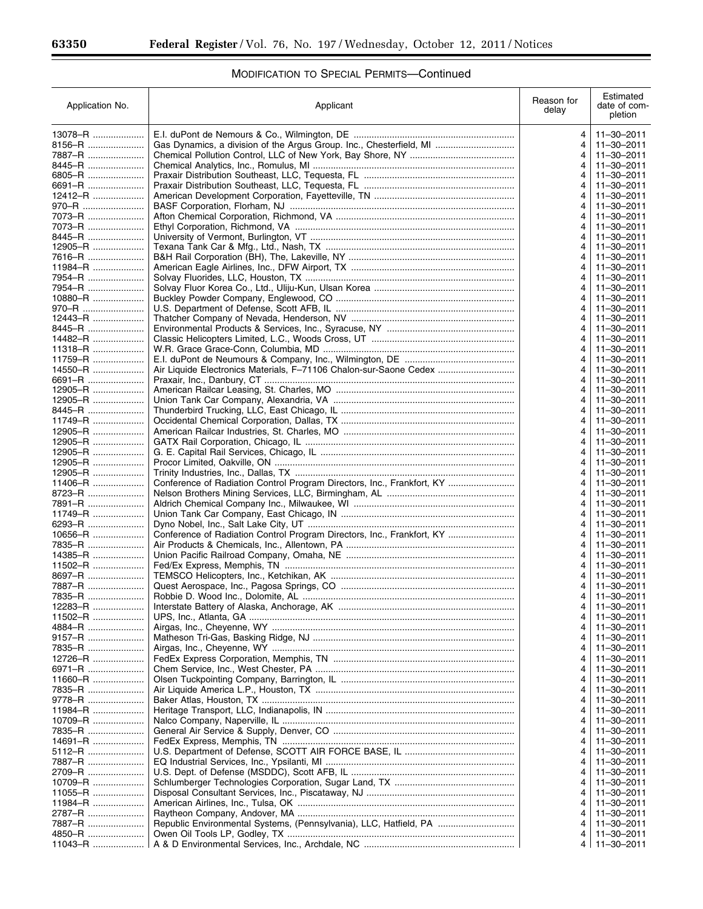## MODIFICATION TO SPECIAL PERMITS—Continued

| Application No. | Applicant | Reason for delay | Estimated date of completion |
|---|---|---|---|
| 13078–R | E.I. duPont de Nemours & Co., Wilmington, DE | 4 | 11–30–2011 |
| 8156–R | Gas Dynamics, a division of the Argus Group. Inc., Chesterfield, MI | 4 | 11–30–2011 |
| 7887–R | Chemical Pollution Control, LLC of New York, Bay Shore, NY | 4 | 11–30–2011 |
| 8445–R | Chemical Analytics, Inc., Romulus, MI | 4 | 11–30–2011 |
| 6805–R | Praxair Distribution Southeast, LLC, Tequesta, FL | 4 | 11–30–2011 |
| 6691–R | Praxair Distribution Southeast, LLC, Tequesta, FL | 4 | 11–30–2011 |
| 12412–R | American Development Corporation, Fayetteville, TN | 4 | 11–30–2011 |
| 970–R | BASF Corporation, Florham, NJ | 4 | 11–30–2011 |
| 7073–R | Afton Chemical Corporation, Richmond, VA | 4 | 11–30–2011 |
| 7073–R | Ethyl Corporation, Richmond, VA | 4 | 11–30–2011 |
| 8445–R | University of Vermont, Burlington, VT | 4 | 11–30–2011 |
| 12905–R | Texana Tank Car & Mfg., Ltd., Nash, TX | 4 | 11–30–2011 |
| 7616–R | B&H Rail Corporation (BH), The Lakeville, NY | 4 | 11–30–2011 |
| 11984–R | American Eagle Airlines, Inc., DFW Airport, TX | 4 | 11–30–2011 |
| 7954–R | Solvay Fluorides, LLC, Houston, TX | 4 | 11–30–2011 |
| 7954–R | Solvay Fluor Korea Co., Ltd., Uliju-Kun, Ulsan Korea | 4 | 11–30–2011 |
| 10880–R | Buckley Powder Company, Englewood, CO | 4 | 11–30–2011 |
| 970–R | U.S. Department of Defense, Scott AFB, IL | 4 | 11–30–2011 |
| 12443–R | Thatcher Company of Nevada, Henderson, NV | 4 | 11–30–2011 |
| 8445–R | Environmental Products & Services, Inc., Syracuse, NY | 4 | 11–30–2011 |
| 14482–R | Classic Helicopters Limited, L.C., Woods Cross, UT | 4 | 11–30–2011 |
| 11318–R | W.R. Grace Grace-Conn, Columbia, MD | 4 | 11–30–2011 |
| 11759–R | E.I. duPont de Neumours & Company, Inc., Wilmington, DE | 4 | 11–30–2011 |
| 14550–R | Air Liquide Electronics Materials, F–71106 Chalon-sur-Saone Cedex | 4 | 11–30–2011 |
| 6691–R | Praxair, Inc., Danbury, CT | 4 | 11–30–2011 |
| 12905–R | American Railcar Leasing, St. Charles, MO | 4 | 11–30–2011 |
| 12905–R | Union Tank Car Company, Alexandria, VA | 4 | 11–30–2011 |
| 8445–R | Thunderbird Trucking, LLC, East Chicago, IL | 4 | 11–30–2011 |
| 11749–R | Occidental Chemical Corporation, Dallas, TX | 4 | 11–30–2011 |
| 12905–R | American Railcar Industries, St. Charles, MO | 4 | 11–30–2011 |
| 12905–R | GATX Rail Corporation, Chicago, IL | 4 | 11–30–2011 |
| 12905–R | G. E. Capital Rail Services, Chicago, IL | 4 | 11–30–2011 |
| 12905–R | Procor Limited, Oakville, ON | 4 | 11–30–2011 |
| 12905–R | Trinity Industries, Inc., Dallas, TX | 4 | 11–30–2011 |
| 11406–R | Conference of Radiation Control Program Directors, Inc., Frankfort, KY | 4 | 11–30–2011 |
| 8723–R | Nelson Brothers Mining Services, LLC, Birmingham, AL | 4 | 11–30–2011 |
| 7891–R | Aldrich Chemical Company Inc., Milwaukee, WI | 4 | 11–30–2011 |
| 11749–R | Union Tank Car Company, East Chicago, IN | 4 | 11–30–2011 |
| 6293–R | Dyno Nobel, Inc., Salt Lake City, UT | 4 | 11–30–2011 |
| 10656–R | Conference of Radiation Control Program Directors, Inc., Frankfort, KY | 4 | 11–30–2011 |
| 7835–R | Air Products & Chemicals, Inc., Allentown, PA | 4 | 11–30–2011 |
| 14385–R | Union Pacific Railroad Company, Omaha, NE | 4 | 11–30–2011 |
| 11502–R | Fed/Ex Express, Memphis, TN | 4 | 11–30–2011 |
| 8697–R | TEMSCO Helicopters, Inc., Ketchikan, AK | 4 | 11–30–2011 |
| 7887–R | Quest Aerospace, Inc., Pagosa Springs, CO | 4 | 11–30–2011 |
| 7835–R | Robbie D. Wood Inc., Dolomite, AL | 4 | 11–30–2011 |
| 12283–R | Interstate Battery of Alaska, Anchorage, AK | 4 | 11–30–2011 |
| 11502–R | UPS, Inc., Atlanta, GA | 4 | 11–30–2011 |
| 4884–R | Airgas, Inc., Cheyenne, WY | 4 | 11–30–2011 |
| 9157–R | Matheson Tri-Gas, Basking Ridge, NJ | 4 | 11–30–2011 |
| 7835–R | Airgas, Inc., Cheyenne, WY | 4 | 11–30–2011 |
| 12726–R | FedEx Express Corporation, Memphis, TN | 4 | 11–30–2011 |
| 6971–R | Chem Service, Inc., West Chester, PA | 4 | 11–30–2011 |
| 11660–R | Olsen Tuckpointing Company, Barrington, IL | 4 | 11–30–2011 |
| 7835–R | Air Liquide America L.P., Houston, TX | 4 | 11–30–2011 |
| 9778–R | Baker Atlas, Houston, TX | 4 | 11–30–2011 |
| 11984–R | Heritage Transport, LLC, Indianapolis, IN | 4 | 11–30–2011 |
| 10709–R | Nalco Company, Naperville, IL | 4 | 11–30–2011 |
| 7835–R | General Air Service & Supply, Denver, CO | 4 | 11–30–2011 |
| 14691–R | FedEx Express, Memphis, TN | 4 | 11–30–2011 |
| 5112–R | U.S. Department of Defense, SCOTT AIR FORCE BASE, IL | 4 | 11–30–2011 |
| 7887–R | EQ Industrial Services, Inc., Ypsilanti, MI | 4 | 11–30–2011 |
| 2709–R | U.S. Dept. of Defense (MSDDC), Scott AFB, IL | 4 | 11–30–2011 |
| 10709–R | Schlumberger Technologies Corporation, Sugar Land, TX | 4 | 11–30–2011 |
| 11055–R | Disposal Consultant Services, Inc., Piscataway, NJ | 4 | 11–30–2011 |
| 11984–R | American Airlines, Inc., Tulsa, OK | 4 | 11–30–2011 |
| 2787–R | Raytheon Company, Andover, MA | 4 | 11–30–2011 |
| 7887–R | Republic Environmental Systems, (Pennsylvania), LLC, Hatfield, PA | 4 | 11–30–2011 |
| 4850–R | Owen Oil Tools LP, Godley, TX | 4 | 11–30–2011 |
| 11043–R | A & D Environmental Services, Inc., Archdale, NC | 4 | 11–30–2011 |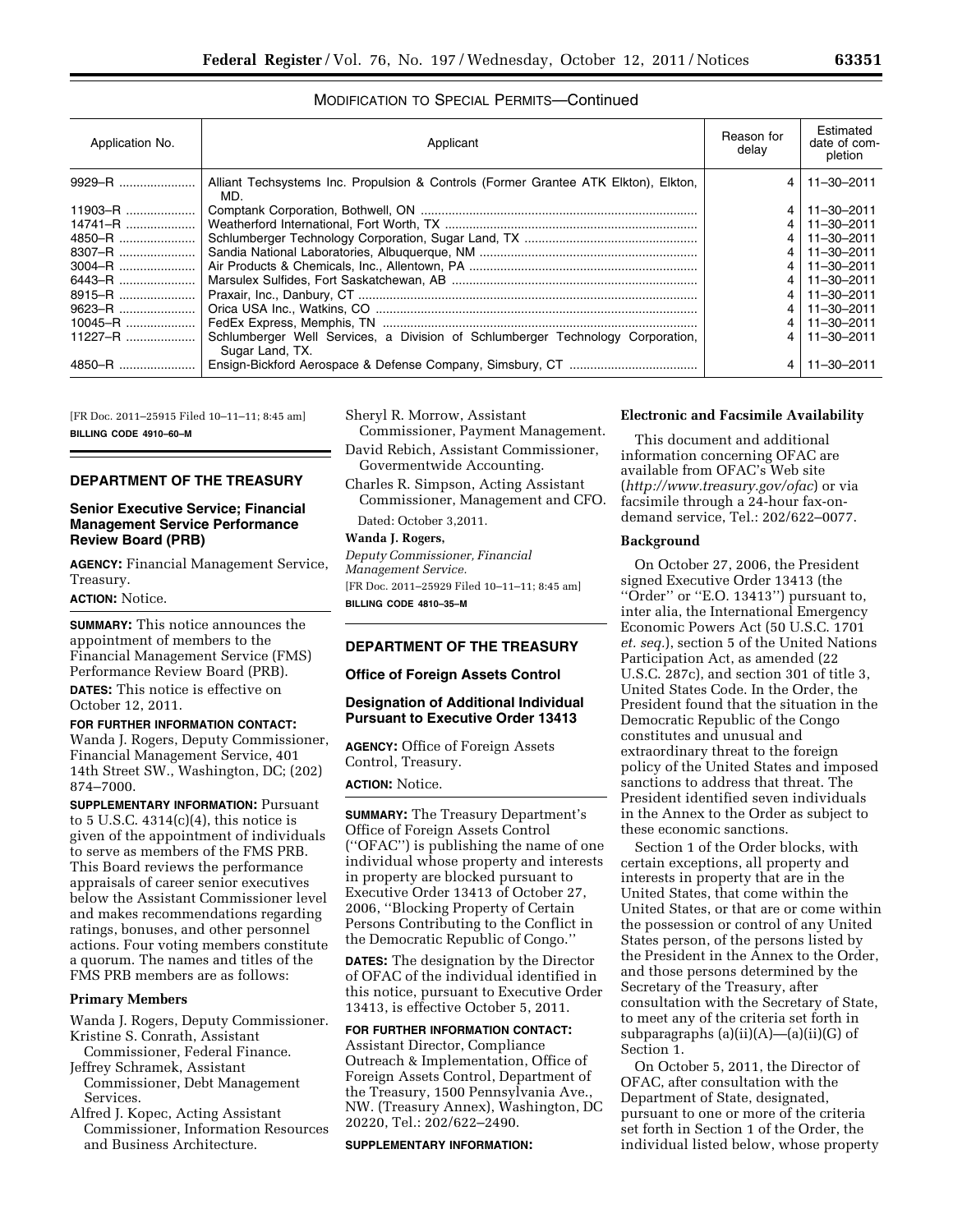MODIFICATION TO SPECIAL PERMITS—Continued

| Application No. | Applicant | Reason for delay | Estimated date of completion |
|---|---|---|---|
| 9929–R | Alliant Techsystems Inc. Propulsion & Controls (Former Grantee ATK Elkton), Elkton, MD. | 4 | 11–30–2011 |
| 11903–R | Comptank Corporation, Bothwell, ON | 4 | 11–30–2011 |
| 14741–R | Weatherford International, Fort Worth, TX | 4 | 11–30–2011 |
| 4850–R | Schlumberger Technology Corporation, Sugar Land, TX | 4 | 11–30–2011 |
| 8307–R | Sandia National Laboratories, Albuquerque, NM | 4 | 11–30–2011 |
| 3004–R | Air Products & Chemicals, Inc., Allentown, PA | 4 | 11–30–2011 |
| 6443–R | Marsulex Sulfides, Fort Saskatchewan, AB | 4 | 11–30–2011 |
| 8915–R | Praxair, Inc., Danbury, CT | 4 | 11–30–2011 |
| 9623–R | Orica USA Inc., Watkins, CO | 4 | 11–30–2011 |
| 10045–R | FedEx Express, Memphis, TN | 4 | 11–30–2011 |
| 11227–R | Schlumberger Well Services, a Division of Schlumberger Technology Corporation, Sugar Land, TX. | 4 | 11–30–2011 |
| 4850–R | Ensign-Bickford Aerospace & Defense Company, Simsbury, CT | 4 | 11–30–2011 |

[FR Doc. 2011–25915 Filed 10–11–11; 8:45 am]

**BILLING CODE 4910–60–M**

## DEPARTMENT OF THE TREASURY

### Senior Executive Service; Financial Management Service Performance Review Board (PRB)

**AGENCY:** Financial Management Service, Treasury.

**ACTION:** Notice.

**SUMMARY:** This notice announces the appointment of members to the Financial Management Service (FMS) Performance Review Board (PRB).

**DATES:** This notice is effective on October 12, 2011.

**FOR FURTHER INFORMATION CONTACT:** Wanda J. Rogers, Deputy Commissioner, Financial Management Service, 401 14th Street SW., Washington, DC; (202) 874–7000.

**SUPPLEMENTARY INFORMATION:** Pursuant to 5 U.S.C. 4314(c)(4), this notice is given of the appointment of individuals to serve as members of the FMS PRB. This Board reviews the performance appraisals of career senior executives below the Assistant Commissioner level and makes recommendations regarding ratings, bonuses, and other personnel actions. Four voting members constitute a quorum. The names and titles of the FMS PRB members are as follows:

#### Primary Members

Wanda J. Rogers, Deputy Commissioner.

Kristine S. Conrath, Assistant Commissioner, Federal Finance.

Jeffrey Schramek, Assistant Commissioner, Debt Management Services.

Alfred J. Kopec, Acting Assistant Commissioner, Information Resources and Business Architecture.

Sheryl R. Morrow, Assistant Commissioner, Payment Management.

David Rebich, Assistant Commissioner, Govermentwide Accounting.

Charles R. Simpson, Acting Assistant Commissioner, Management and CFO.

Dated: October 3,2011.

**Wanda J. Rogers,**

*Deputy Commissioner, Financial Management Service.*

[FR Doc. 2011–25929 Filed 10–11–11; 8:45 am]

**BILLING CODE 4810–35–M**

## DEPARTMENT OF THE TREASURY

### Office of Foreign Assets Control

### Designation of Additional Individual Pursuant to Executive Order 13413

**AGENCY:** Office of Foreign Assets Control, Treasury.

**ACTION:** Notice.

**SUMMARY:** The Treasury Department's Office of Foreign Assets Control (''OFAC'') is publishing the name of one individual whose property and interests in property are blocked pursuant to Executive Order 13413 of October 27, 2006, ''Blocking Property of Certain Persons Contributing to the Conflict in the Democratic Republic of Congo.''

**DATES:** The designation by the Director of OFAC of the individual identified in this notice, pursuant to Executive Order 13413, is effective October 5, 2011.

**FOR FURTHER INFORMATION CONTACT:** Assistant Director, Compliance Outreach & Implementation, Office of Foreign Assets Control, Department of the Treasury, 1500 Pennsylvania Ave., NW. (Treasury Annex), Washington, DC 20220, Tel.: 202/622–2490.

**SUPPLEMENTARY INFORMATION:**

#### Electronic and Facsimile Availability

This document and additional information concerning OFAC are available from OFAC's Web site (*http://www.treasury.gov/ofac*) or via facsimile through a 24-hour fax-on-demand service, Tel.: 202/622–0077.

#### Background

On October 27, 2006, the President signed Executive Order 13413 (the ''Order'' or ''E.O. 13413'') pursuant to, inter alia, the International Emergency Economic Powers Act (50 U.S.C. 1701 *et. seq.*), section 5 of the United Nations Participation Act, as amended (22 U.S.C. 287c), and section 301 of title 3, United States Code. In the Order, the President found that the situation in the Democratic Republic of the Congo constitutes and unusual and extraordinary threat to the foreign policy of the United States and imposed sanctions to address that threat. The President identified seven individuals in the Annex to the Order as subject to these economic sanctions.

Section 1 of the Order blocks, with certain exceptions, all property and interests in property that are in the United States, that come within the United States, or that are or come within the possession or control of any United States person, of the persons listed by the President in the Annex to the Order, and those persons determined by the Secretary of the Treasury, after consultation with the Secretary of State, to meet any of the criteria set forth in subparagraphs (a)(ii)(A)—(a)(ii)(G) of Section 1.

On October 5, 2011, the Director of OFAC, after consultation with the Department of State, designated, pursuant to one or more of the criteria set forth in Section 1 of the Order, the individual listed below, whose property